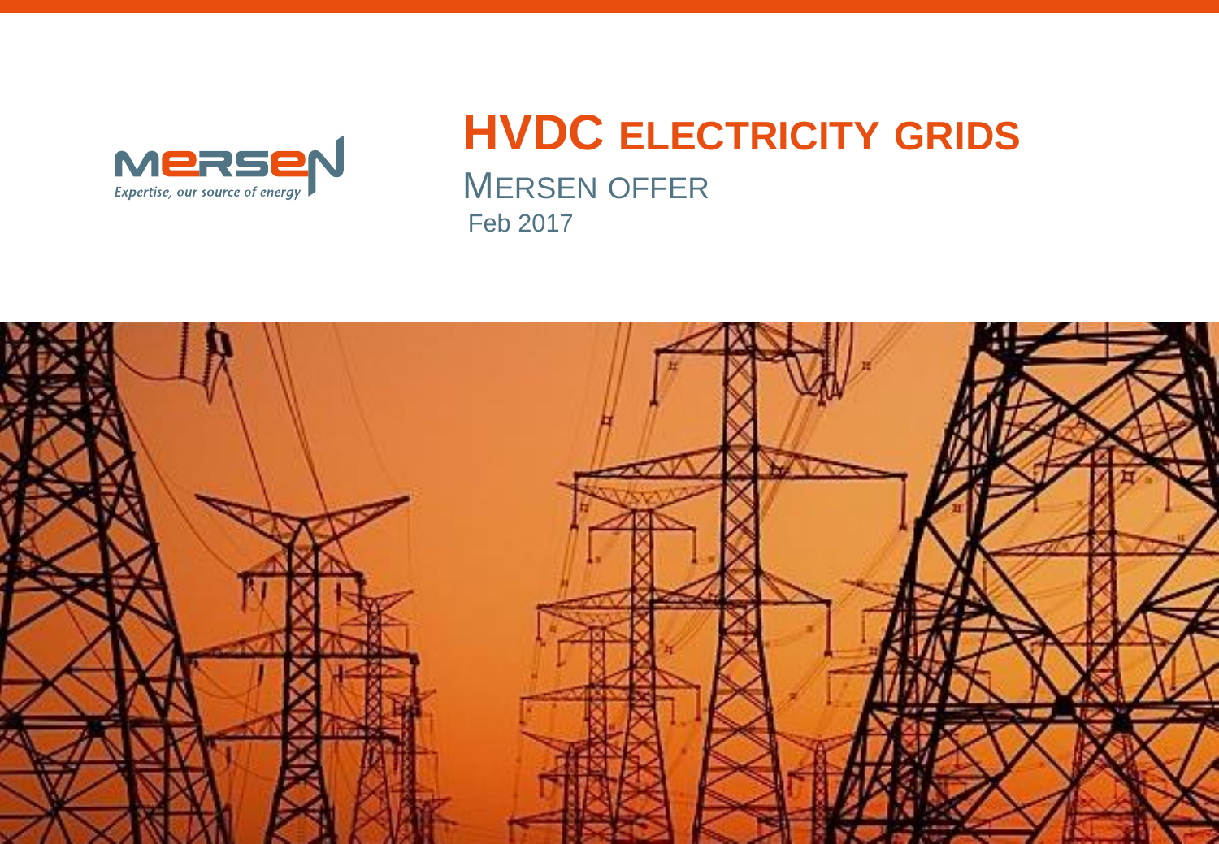Mersen

*Expertise, our source of energy*

# HVDC ELECTRICITY GRIDS

## MERSEN OFFER

Feb 2017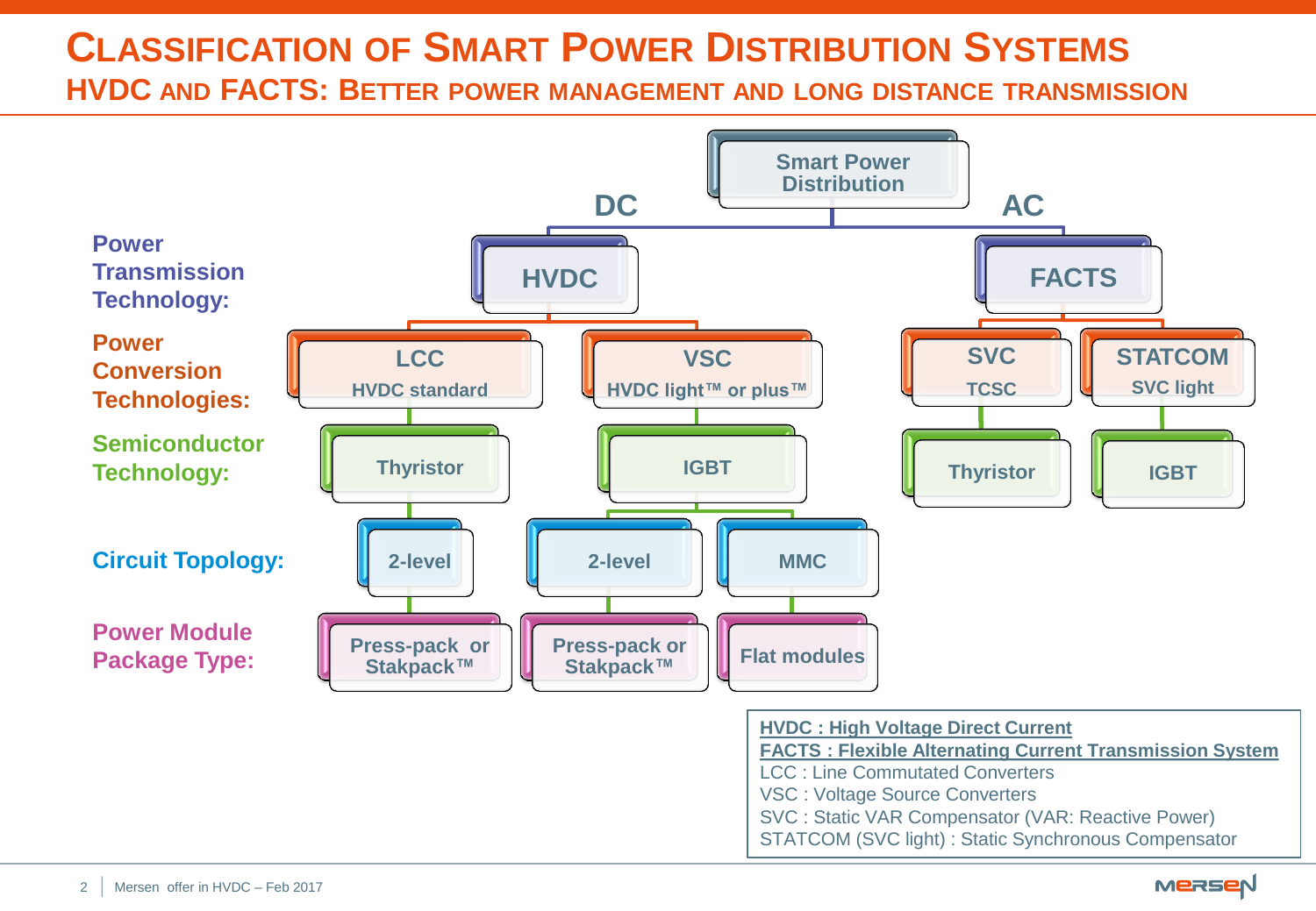# Classification of Smart Power Distribution Systems

## HVDC and FACTS: Better power management and long distance transmission

**Smart Power Distribution**

| | DC | | | AC | |
|---|---|---|---|---|---|
| **Power Transmission Technology:** | HVDC | | | FACTS | |
| **Power Conversion Technologies:** | LCC<br>HVDC standard | VSC<br>HVDC light™ or plus™ | | SVC<br>TCSC | STATCOM<br>SVC light |
| **Semiconductor Technology:** | Thyristor | IGBT | | Thyristor | IGBT |
| **Circuit Topology:** | 2-level | 2-level | MMC | | |
| **Power Module Package Type:** | Press-pack or Stakpack™ | Press-pack or Stakpack™ | Flat modules | | |

**HVDC : High Voltage Direct Current**
**FACTS : Flexible Alternating Current Transmission System**
LCC : Line Commutated Converters
VSC : Voltage Source Converters
SVC : Static VAR Compensator (VAR: Reactive Power)
STATCOM (SVC light) : Static Synchronous Compensator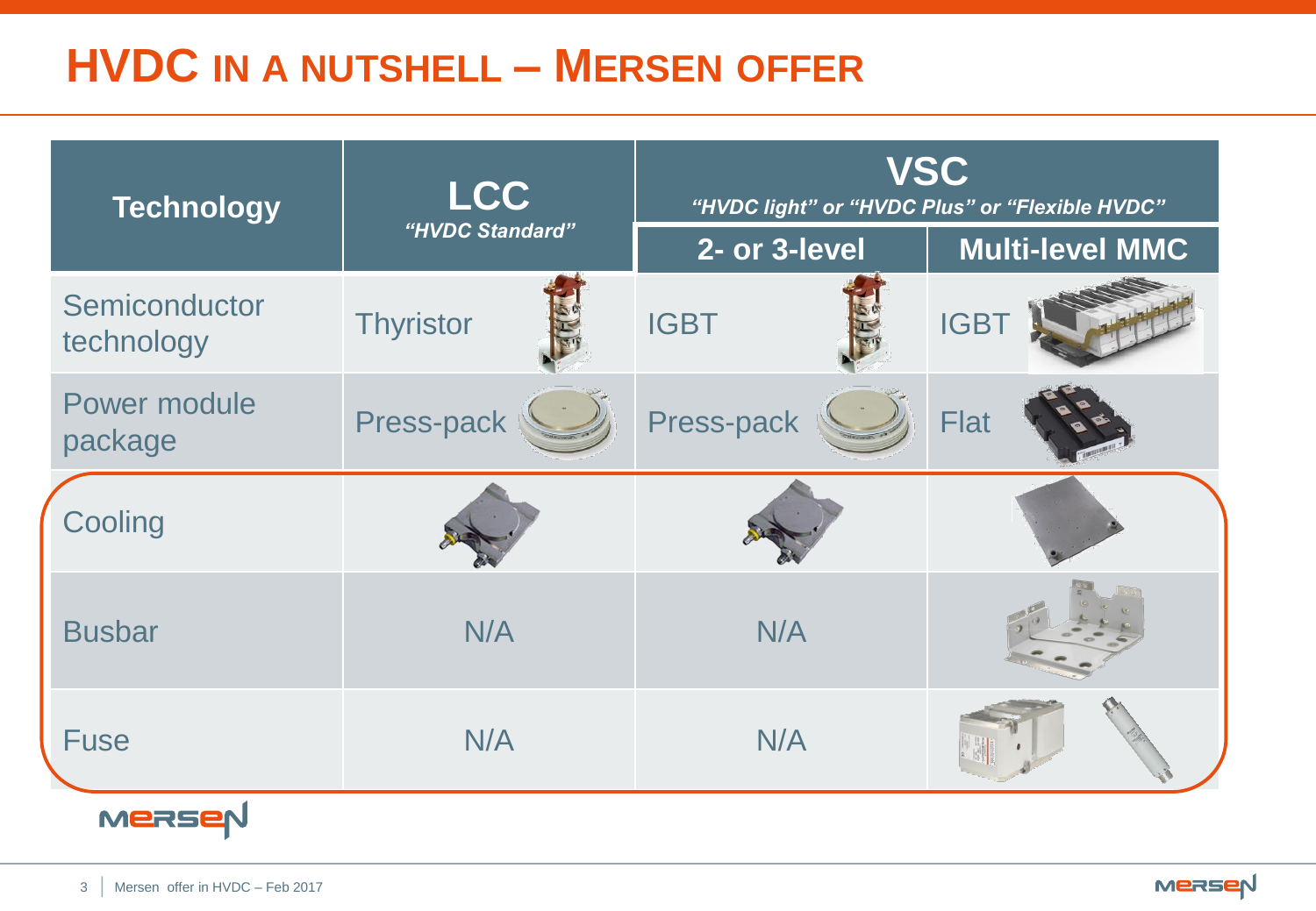# HVDC IN A NUTSHELL – MERSEN OFFER

| Technology | LCC *"HVDC Standard"* | VSC *"HVDC light" or "HVDC Plus" or "Flexible HVDC"* | |
|---|---|---|---|
| | | 2- or 3-level | Multi-level MMC |
| Semiconductor technology | Thyristor | IGBT | IGBT |
| Power module package | Press-pack | Press-pack | Flat |
| Cooling | | | |
| Busbar | N/A | N/A | |
| Fuse | N/A | N/A | |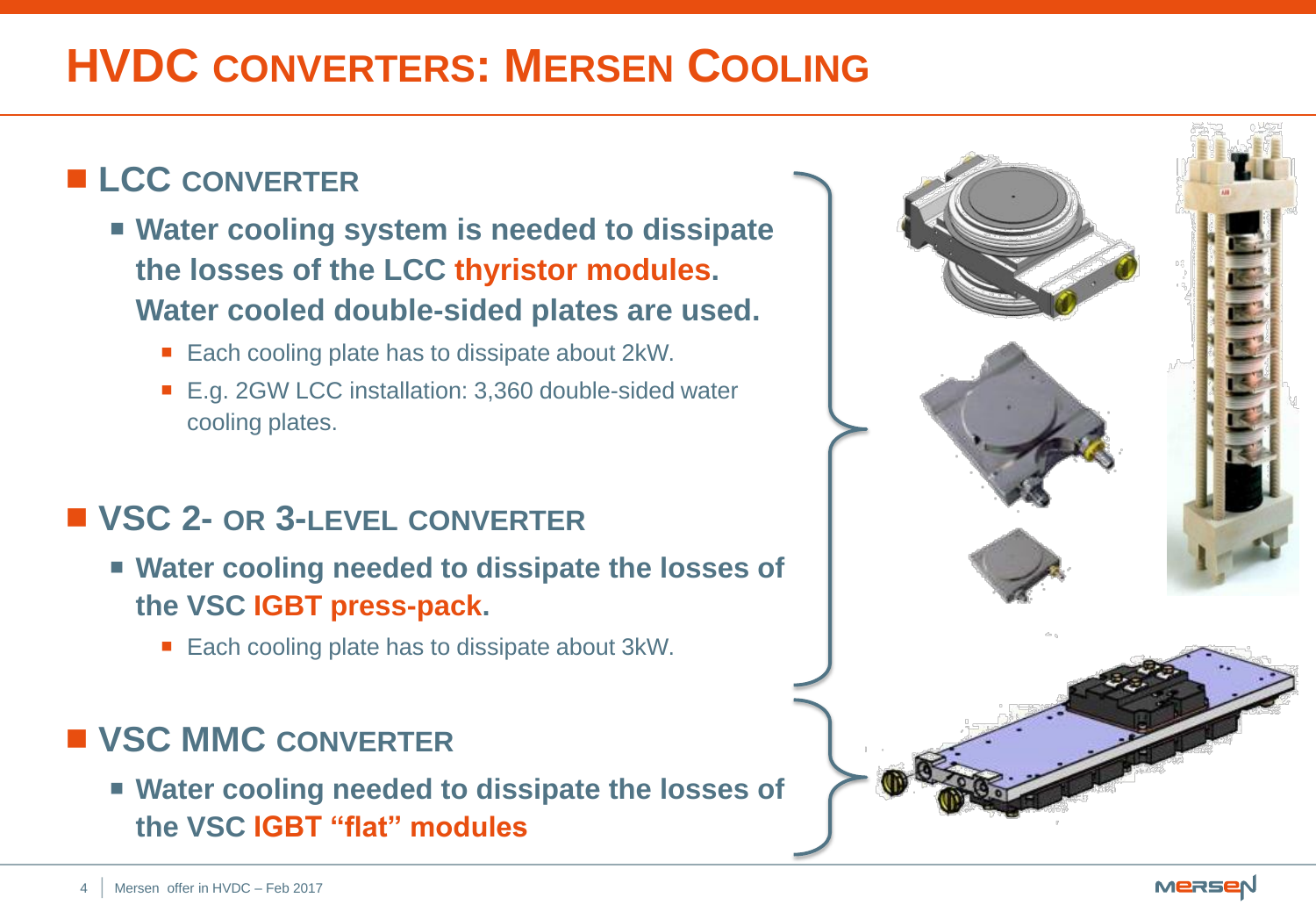# HVDC CONVERTERS: MERSEN COOLING

## LCC CONVERTER

- **Water cooling system is needed to dissipate the losses of the LCC thyristor modules. Water cooled double-sided plates are used.**
  - Each cooling plate has to dissipate about 2kW.
  - E.g. 2GW LCC installation: 3,360 double-sided water cooling plates.

## VSC 2- OR 3-LEVEL CONVERTER

- **Water cooling needed to dissipate the losses of the VSC IGBT press-pack.**
  - Each cooling plate has to dissipate about 3kW.

## VSC MMC CONVERTER

- **Water cooling needed to dissipate the losses of the VSC IGBT "flat" modules**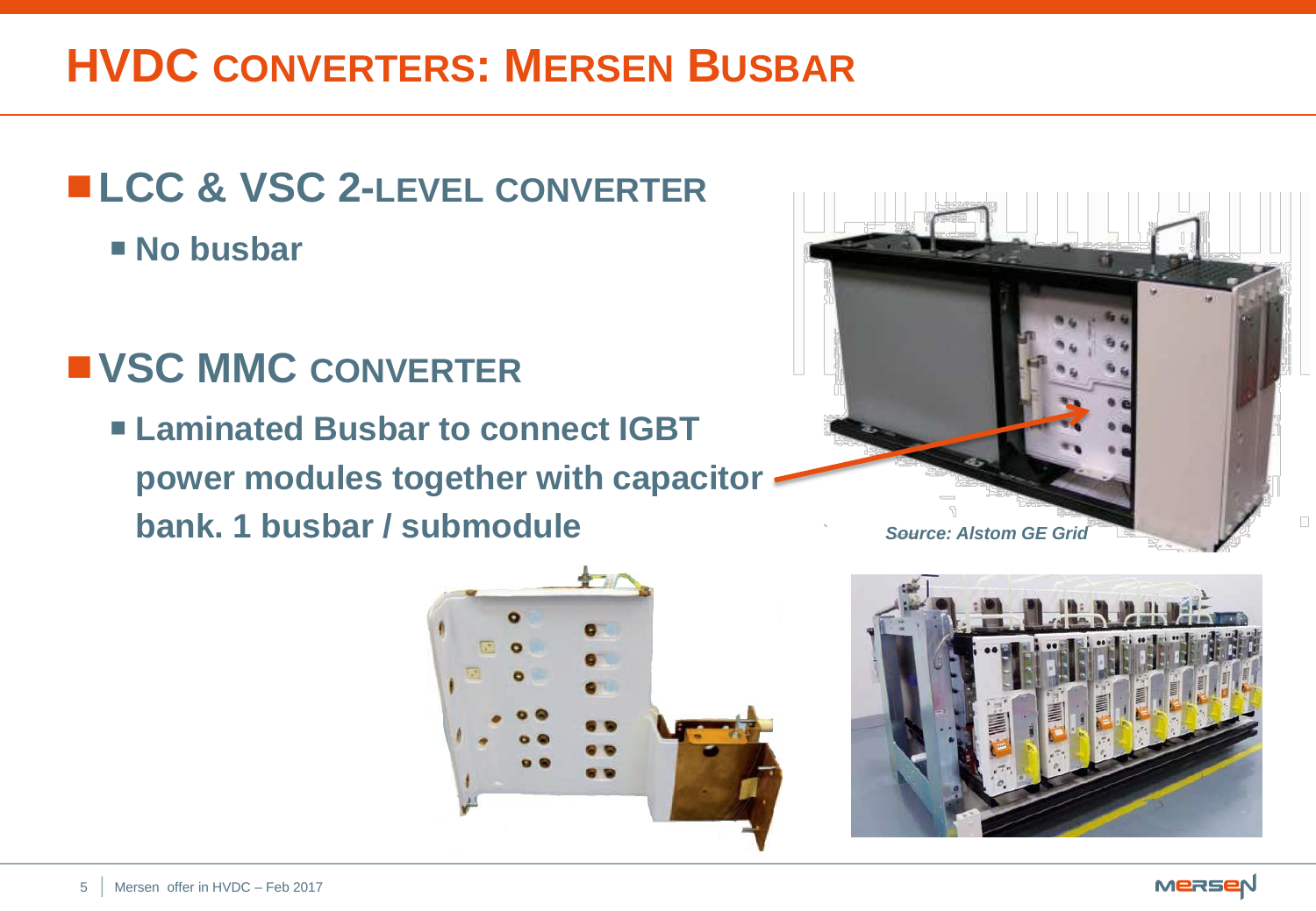# HVDC CONVERTERS: MERSEN BUSBAR

- **LCC & VSC 2-LEVEL CONVERTER**
  - **No busbar**

- **VSC MMC CONVERTER**
  - **Laminated Busbar to connect IGBT power modules together with capacitor bank. 1 busbar / submodule**

*Source: Alstom GE Grid*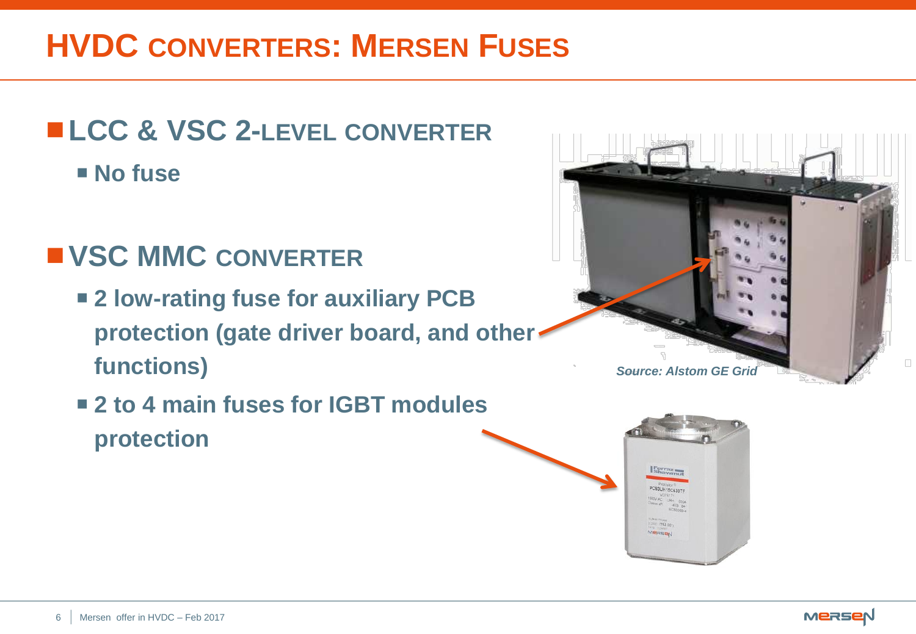# HVDC converters: Mersen Fuses

- **LCC & VSC 2-level converter**
  - **No fuse**
- **VSC MMC converter**
  - **2 low-rating fuse for auxiliary PCB protection (gate driver board, and other functions)**
  - **2 to 4 main fuses for IGBT modules protection**

*Source: Alstom GE Grid*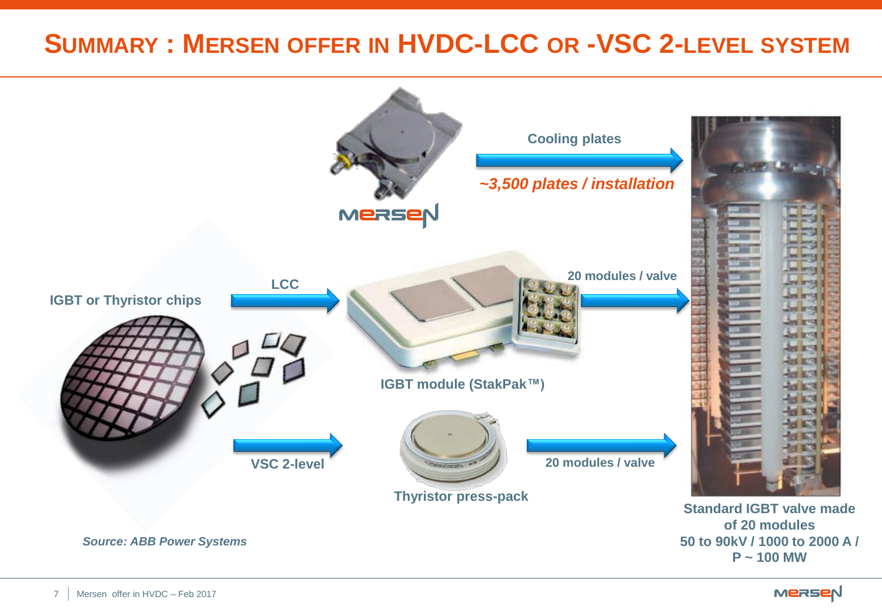# SUMMARY : MERSEN OFFER IN HVDC-LCC OR -VSC 2-LEVEL SYSTEM

Cooling plates

*~3,500 plates / installation*

IGBT or Thyristor chips

LCC

20 modules / valve

IGBT module (StakPak™)

VSC 2-level

20 modules / valve

Thyristor press-pack

Standard IGBT valve made of 20 modules
50 to 90kV / 1000 to 2000 A / P ~ 100 MW

*Source: ABB Power Systems*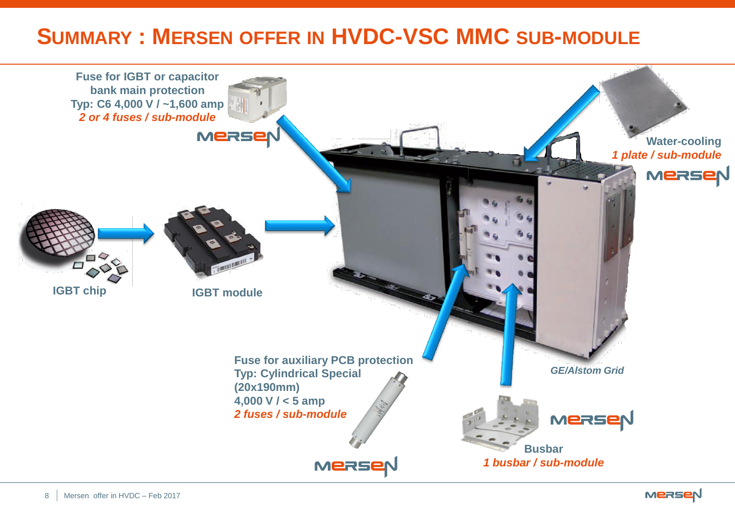# SUMMARY : MERSEN OFFER IN HVDC-VSC MMC SUB-MODULE

**Fuse for IGBT or capacitor bank main protection**
**Typ: C6 4,000 V / ~1,600 amp**
***2 or 4 fuses / sub-module***

**Water-cooling**
***1 plate / sub-module***

**IGBT chip**

**IGBT module**

**Fuse for auxiliary PCB protection**
**Typ: Cylindrical Special (20x190mm)**
**4,000 V / < 5 amp**
***2 fuses / sub-module***

***GE/Alstom Grid***

**Busbar**
***1 busbar / sub-module***